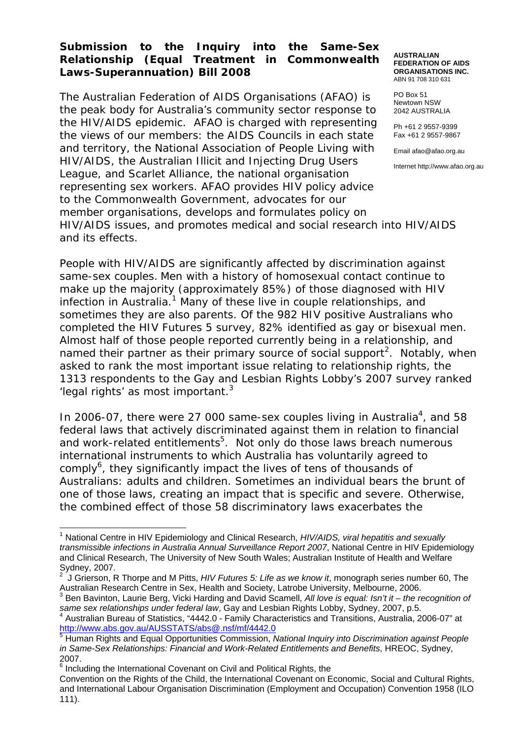**Submission to the Inquiry into the Same-Sex Relationship (Equal Treatment in Commonwealth Laws-Superannuation) Bill 2008**

**AUSTRALIAN FEDERATION OF AIDS ORGANISATIONS INC.**
ABN 91 708 310 631

PO Box 51
Newtown NSW
2042 AUSTRALIA

Ph +61 2 9557-9399
Fax +61 2 9557-9867

Email afao@afao.org.au

Internet http://www.afao.org.au

The Australian Federation of AIDS Organisations (AFAO) is the peak body for Australia's community sector response to the HIV/AIDS epidemic. AFAO is charged with representing the views of our members: the AIDS Councils in each state and territory, the National Association of People Living with HIV/AIDS, the Australian Illicit and Injecting Drug Users League, and Scarlet Alliance, the national organisation representing sex workers. AFAO provides HIV policy advice to the Commonwealth Government, advocates for our member organisations, develops and formulates policy on HIV/AIDS issues, and promotes medical and social research into HIV/AIDS and its effects.

People with HIV/AIDS are significantly affected by discrimination against same-sex couples. Men with a history of homosexual contact continue to make up the majority (approximately 85%) of those diagnosed with HIV infection in Australia.[1] Many of these live in couple relationships, and sometimes they are also parents. Of the 982 HIV positive Australians who completed the HIV Futures 5 survey, 82% identified as gay or bisexual men. Almost half of those people reported currently being in a relationship, and named their partner as their primary source of social support[2]. Notably, when asked to rank the most important issue relating to relationship rights, the 1313 respondents to the Gay and Lesbian Rights Lobby's 2007 survey ranked 'legal rights' as most important.[3]

In 2006-07, there were 27 000 same-sex couples living in Australia[4], and 58 federal laws that actively discriminated against them in relation to financial and work-related entitlements[5]. Not only do those laws breach numerous international instruments to which Australia has voluntarily agreed to comply[6], they significantly impact the lives of tens of thousands of Australians: adults and children. Sometimes an individual bears the brunt of one of those laws, creating an impact that is specific and severe. Otherwise, the combined effect of those 58 discriminatory laws exacerbates the

---

[1] National Centre in HIV Epidemiology and Clinical Research, *HIV/AIDS, viral hepatitis and sexually transmissible infections in Australia Annual Surveillance Report 2007*, National Centre in HIV Epidemiology and Clinical Research, The University of New South Wales; Australian Institute of Health and Welfare Sydney, 2007.

[2] J Grierson, R Thorpe and M Pitts, *HIV Futures 5: Life as we know it*, monograph series number 60, The Australian Research Centre in Sex, Health and Society, Latrobe University, Melbourne, 2006.

[3] Ben Bavinton, Laurie Berg, Vicki Harding and David Scamell, *All love is equal: Isn't it – the recognition of same sex relationships under federal law*, Gay and Lesbian Rights Lobby, Sydney, 2007, p.5.

[4] Australian Bureau of Statistics, "4442.0 - Family Characteristics and Transitions, Australia, 2006-07" at http://www.abs.gov.au/AUSSTATS/abs@.nsf/mf/4442.0

[5] Human Rights and Equal Opportunities Commission, *National Inquiry into Discrimination against People in Same-Sex Relationships: Financial and Work-Related Entitlements and Benefits*, HREOC, Sydney, 2007.

[6] Including the International Covenant on Civil and Political Rights, the Convention on the Rights of the Child, the International Covenant on Economic, Social and Cultural Rights, and International Labour Organisation Discrimination (Employment and Occupation) Convention 1958 (ILO 111).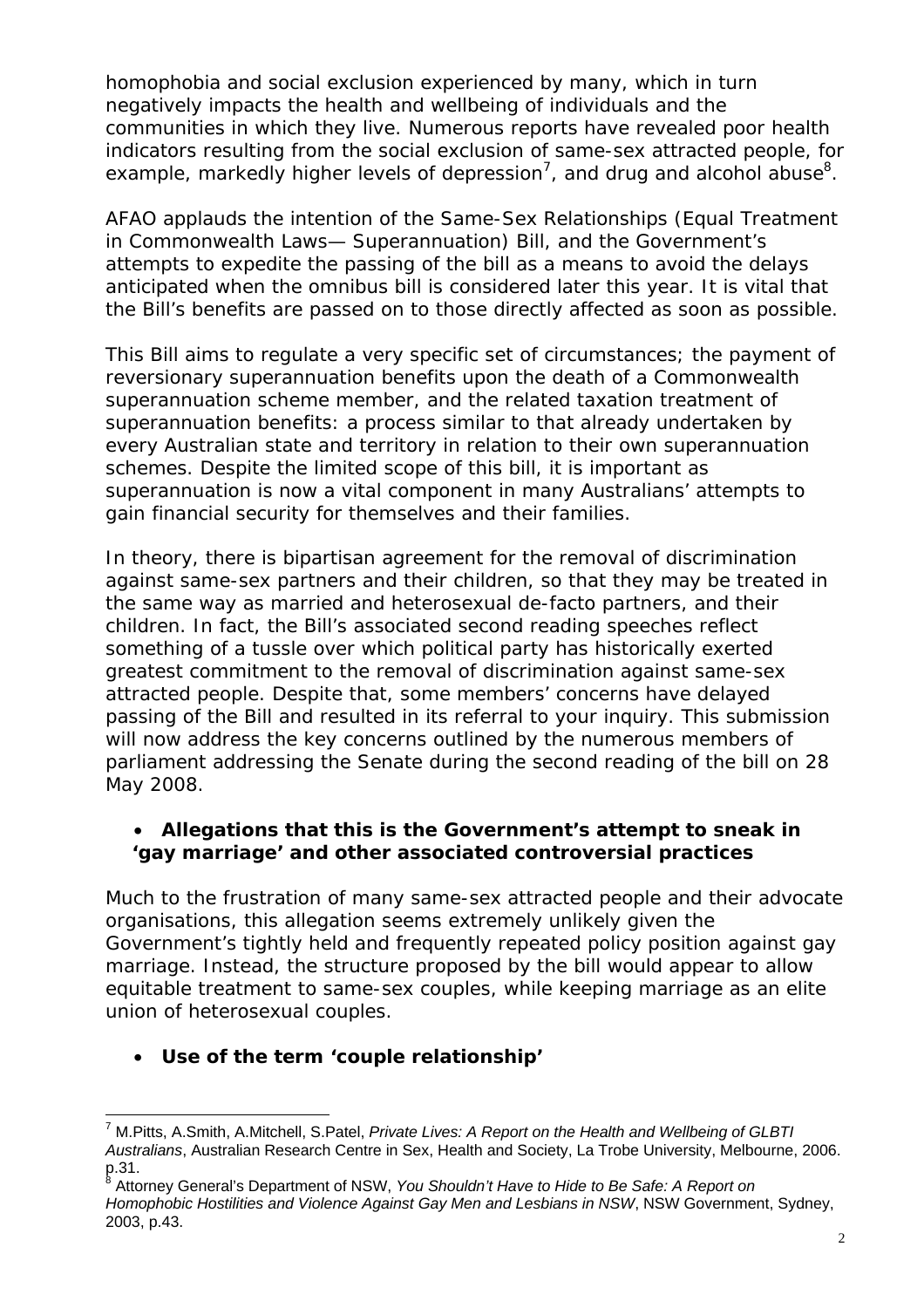homophobia and social exclusion experienced by many, which in turn negatively impacts the health and wellbeing of individuals and the communities in which they live. Numerous reports have revealed poor health indicators resulting from the social exclusion of same-sex attracted people, for example, markedly higher levels of depression[7], and drug and alcohol abuse[8].

AFAO applauds the intention of the Same-Sex Relationships (Equal Treatment in Commonwealth Laws— Superannuation) Bill, and the Government's attempts to expedite the passing of the bill as a means to avoid the delays anticipated when the omnibus bill is considered later this year. It is vital that the Bill's benefits are passed on to those directly affected as soon as possible.

This Bill aims to regulate a very specific set of circumstances; the payment of reversionary superannuation benefits upon the death of a Commonwealth superannuation scheme member, and the related taxation treatment of superannuation benefits: a process similar to that already undertaken by every Australian state and territory in relation to their own superannuation schemes. Despite the limited scope of this bill, it is important as superannuation is now a vital component in many Australians' attempts to gain financial security for themselves and their families.

In theory, there is bipartisan agreement for the removal of discrimination against same-sex partners and their children, so that they may be treated in the same way as married and heterosexual de-facto partners, and their children. In fact, the Bill's associated second reading speeches reflect something of a tussle over which political party has historically exerted greatest commitment to the removal of discrimination against same-sex attracted people. Despite that, some members' concerns have delayed passing of the Bill and resulted in its referral to your inquiry. This submission will now address the key concerns outlined by the numerous members of parliament addressing the Senate during the second reading of the bill on 28 May 2008.

- **Allegations that this is the Government's attempt to sneak in 'gay marriage' and other associated controversial practices**

Much to the frustration of many same-sex attracted people and their advocate organisations, this allegation seems extremely unlikely given the Government's tightly held and frequently repeated policy position against gay marriage. Instead, the structure proposed by the bill would appear to allow equitable treatment to same-sex couples, while keeping marriage as an elite union of heterosexual couples.

- **Use of the term 'couple relationship'**

---

[7] M.Pitts, A.Smith, A.Mitchell, S.Patel, *Private Lives: A Report on the Health and Wellbeing of GLBTI Australians*, Australian Research Centre in Sex, Health and Society, La Trobe University, Melbourne, 2006. p.31.

[8] Attorney General's Department of NSW, *You Shouldn't Have to Hide to Be Safe: A Report on Homophobic Hostilities and Violence Against Gay Men and Lesbians in NSW*, NSW Government, Sydney, 2003, p.43.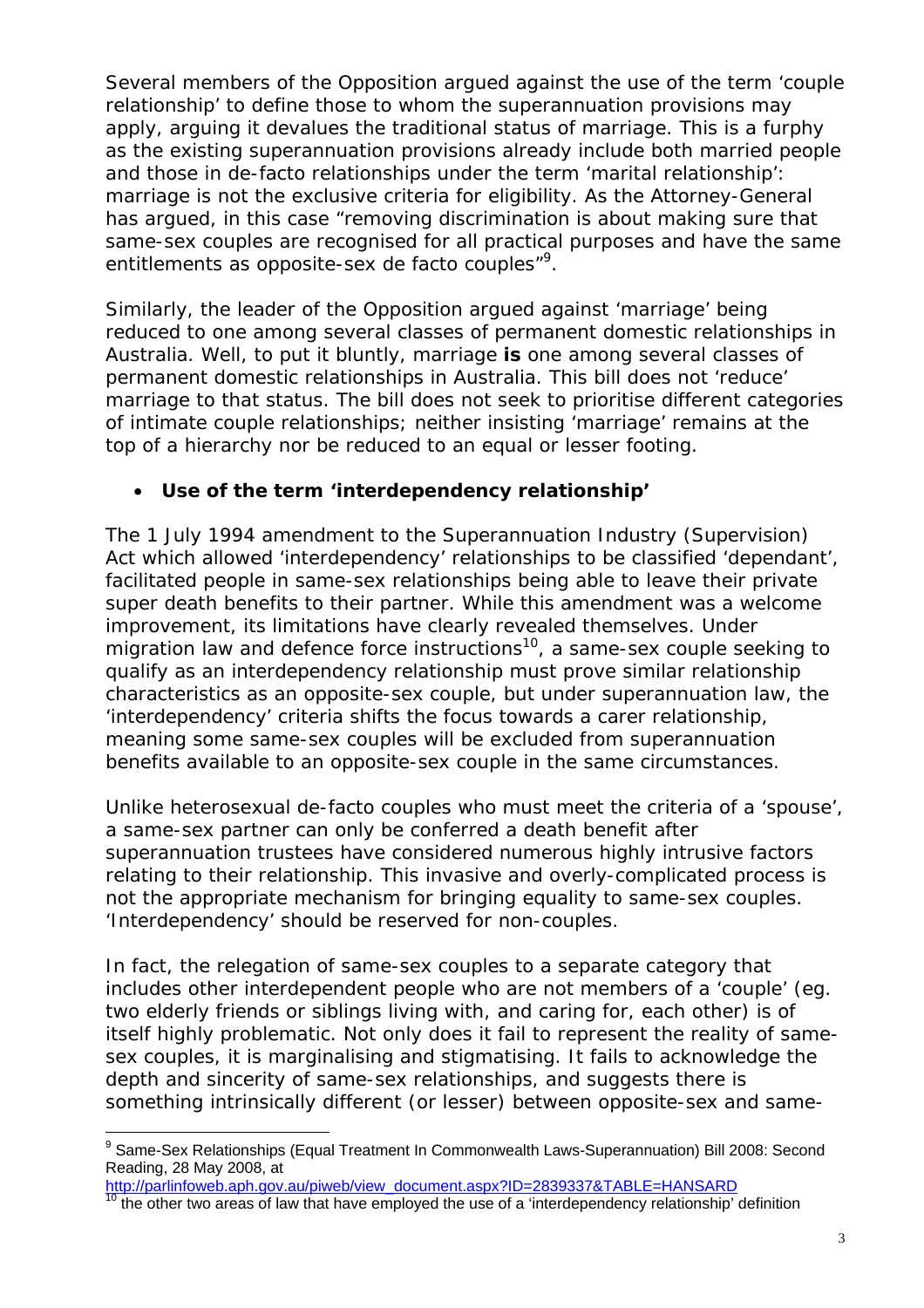Several members of the Opposition argued against the use of the term 'couple relationship' to define those to whom the superannuation provisions may apply, arguing it devalues the traditional status of marriage. This is a furphy as the existing superannuation provisions already include both married people and those in de-facto relationships under the term 'marital relationship': marriage is not the exclusive criteria for eligibility. As the Attorney-General has argued, in this case "removing discrimination is about making sure that same-sex couples are recognised for all practical purposes and have the same entitlements as opposite-sex de facto couples"[9].

Similarly, the leader of the Opposition argued against 'marriage' being reduced to one among several classes of permanent domestic relationships in Australia. Well, to put it bluntly, marriage **is** one among several classes of permanent domestic relationships in Australia. This bill does not 'reduce' marriage to that status. The bill does not seek to prioritise different categories of intimate couple relationships; neither insisting 'marriage' remains at the top of a hierarchy nor be reduced to an equal or lesser footing.

- **Use of the term 'interdependency relationship'**

The 1 July 1994 amendment to the Superannuation Industry (Supervision) Act which allowed 'interdependency' relationships to be classified 'dependant', facilitated people in same-sex relationships being able to leave their private super death benefits to their partner. While this amendment was a welcome improvement, its limitations have clearly revealed themselves. Under migration law and defence force instructions[10], a same-sex couple seeking to qualify as an interdependency relationship must prove similar relationship characteristics as an opposite-sex couple, but under superannuation law, the 'interdependency' criteria shifts the focus towards a carer relationship, meaning some same-sex couples will be excluded from superannuation benefits available to an opposite-sex couple in the same circumstances.

Unlike heterosexual de-facto couples who must meet the criteria of a 'spouse', a same-sex partner can only be conferred a death benefit after superannuation trustees have considered numerous highly intrusive factors relating to their relationship. This invasive and overly-complicated process is not the appropriate mechanism for bringing equality to same-sex couples. 'Interdependency' should be reserved for non-couples.

In fact, the relegation of same-sex couples to a separate category that includes other interdependent people who are not members of a 'couple' (eg. two elderly friends or siblings living with, and caring for, each other) is of itself highly problematic. Not only does it fail to represent the reality of same-sex couples, it is marginalising and stigmatising. It fails to acknowledge the depth and sincerity of same-sex relationships, and suggests there is something intrinsically different (or lesser) between opposite-sex and same-

---

[9] Same-Sex Relationships (Equal Treatment In Commonwealth Laws-Superannuation) Bill 2008: Second Reading, 28 May 2008, at http://parlinfoweb.aph.gov.au/piweb/view_document.aspx?ID=2839337&TABLE=HANSARD

[10] the other two areas of law that have employed the use of a 'interdependency relationship' definition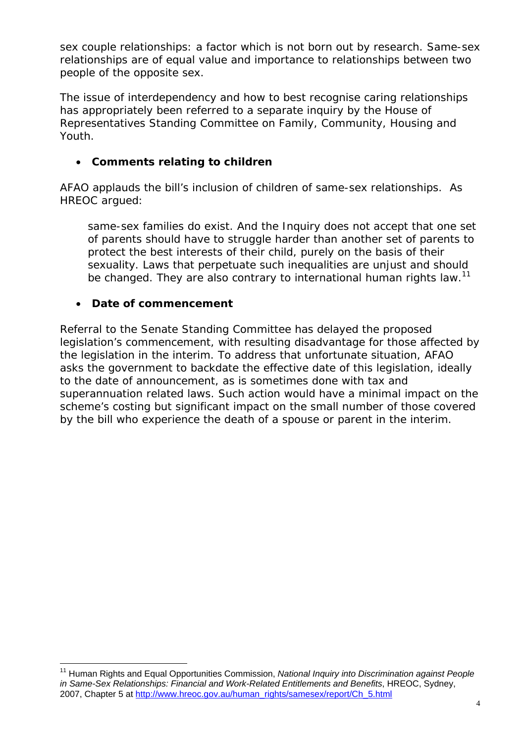sex couple relationships: a factor which is not born out by research. Same-sex relationships are of equal value and importance to relationships between two people of the opposite sex.

The issue of interdependency and how to best recognise caring relationships has appropriately been referred to a separate inquiry by the House of Representatives Standing Committee on Family, Community, Housing and Youth.

- **Comments relating to children**

AFAO applauds the bill's inclusion of children of same-sex relationships. As HREOC argued:

> same-sex families do exist. And the Inquiry does not accept that one set of parents should have to struggle harder than another set of parents to protect the best interests of their child, purely on the basis of their sexuality. Laws that perpetuate such inequalities are unjust and should be changed. They are also contrary to international human rights law.[11]

- **Date of commencement**

Referral to the Senate Standing Committee has delayed the proposed legislation's commencement, with resulting disadvantage for those affected by the legislation in the interim. To address that unfortunate situation, AFAO asks the government to backdate the effective date of this legislation, ideally to the date of announcement, as is sometimes done with tax and superannuation related laws. Such action would have a minimal impact on the scheme's costing but significant impact on the small number of those covered by the bill who experience the death of a spouse or parent in the interim.

---

[11] Human Rights and Equal Opportunities Commission, *National Inquiry into Discrimination against People in Same-Sex Relationships: Financial and Work-Related Entitlements and Benefits*, HREOC, Sydney, 2007, Chapter 5 at http://www.hreoc.gov.au/human_rights/samesex/report/Ch_5.html